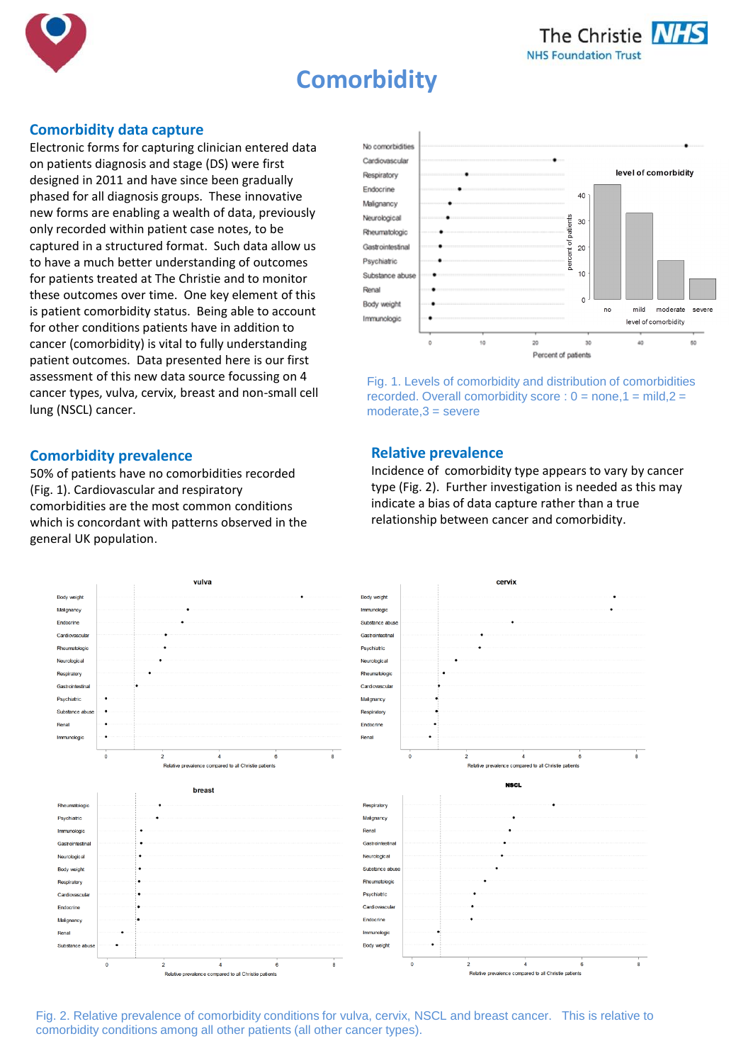# Comorbidity

## Comorbidity data capture

Electronic forms for capturing clinician entered data on patients diagnosis and stage (DS) were first designed in 2011 and have since been gradually phased for all diagnosis groups. These innovative new forms are enabling a wealth of data, previously only recorded within patient case notes, to be captured in a structured format. Such data allow us to have a much better understanding of outcomes for patients treated at The Christie and to monitor these outcomes over time. One key element of this is patient comorbidity status. Being able to account for other conditions patients have in addition to cancer (comorbidity) is vital to fully understanding patient outcomes. Data presented here is our first assessment of this new data source focussing on 4 cancer types, vulva, cervix, breast and non-small cell lung (NSCL) cancer.

Fig. 1. Levels of comorbidity and distribution of comorbidities recorded. Overall comorbidity score : 0 = none,1 = mild,2 = moderate,3 = severe

## Comorbidity prevalence

50% of patients have no comorbidities recorded (Fig. 1). Cardiovascular and respiratory comorbidities are the most common conditions which is concordant with patterns observed in the general UK population.

## Relative prevalence

Incidence of comorbidity type appears to vary by cancer type (Fig. 2). Further investigation is needed as this may indicate a bias of data capture rather than a true relationship between cancer and comorbidity.

Fig. 2. Relative prevalence of comorbidity conditions for vulva, cervix, NSCL and breast cancer. This is relative to comorbidity conditions among all other patients (all other cancer types).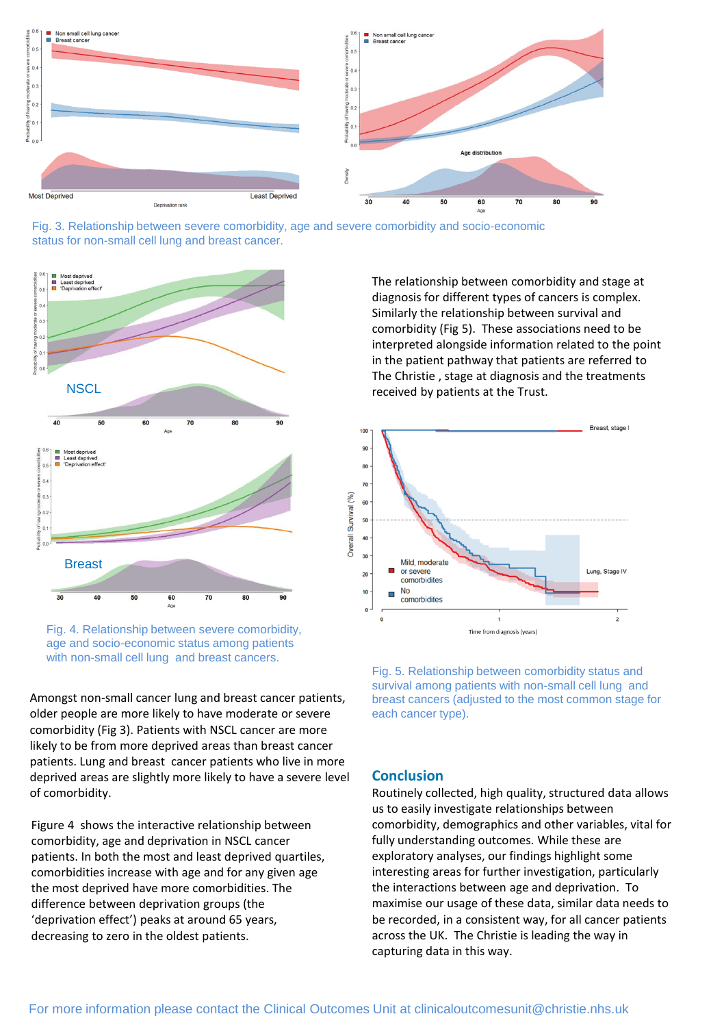Non small cell lung cancer
Breast cancer
Probability of having moderate or severe comorbidities
0.6
0.5
0.4
0.3
0.2
0.1
0.0
Most Deprived
Least Deprived
Deprivation rank

Non small cell lung cancer
Breast cancer
Probability of having moderate or severe comorbidities
0.6
0.5
0.4
0.3
0.2
0.1
0.0
Age distribution
Density
30
40
50
60
70
80
90
Age

Fig. 3. Relationship between severe comorbidity, age and severe comorbidity and socio-economic status for non-small cell lung and breast cancer.

Most deprived
Least deprived
'Deprivation effect'
Probability of having moderate or severe comorbidities
0.6
0.5
0.4
0.3
0.2
0.1
0.0
NSCL
40
50
60
70
80
90
Age

Most deprived
Least deprived
'Deprivation effect'
Probability of having moderate or severe comorbidities
0.6
0.5
0.4
0.3
0.2
0.1
0.0
Breast
30
40
50
60
70
80
90
Age

Fig. 4. Relationship between severe comorbidity, age and socio-economic status among patients with non-small cell lung and breast cancers.

Amongst non-small cancer lung and breast cancer patients, older people are more likely to have moderate or severe comorbidity (Fig 3). Patients with NSCL cancer are more likely to be from more deprived areas than breast cancer patients. Lung and breast cancer patients who live in more deprived areas are slightly more likely to have a severe level of comorbidity.

Figure 4 shows the interactive relationship between comorbidity, age and deprivation in NSCL cancer patients. In both the most and least deprived quartiles, comorbidities increase with age and for any given age the most deprived have more comorbidities. The difference between deprivation groups (the 'deprivation effect') peaks at around 65 years, decreasing to zero in the oldest patients.

The relationship between comorbidity and stage at diagnosis for different types of cancers is complex. Similarly the relationship between survival and comorbidity (Fig 5). These associations need to be interpreted alongside information related to the point in the patient pathway that patients are referred to The Christie , stage at diagnosis and the treatments received by patients at the Trust.

Breast, stage I
Overall Survival (%)
100
90
80
70
60
50
40
30
20
10
0
Mild, moderate or severe comorbidites
No comorbidites
Lung, Stage IV
0
1
2
Time from diagnosis (years)

Fig. 5. Relationship between comorbidity status and survival among patients with non-small cell lung and breast cancers (adjusted to the most common stage for each cancer type).

## Conclusion

Routinely collected, high quality, structured data allows us to easily investigate relationships between comorbidity, demographics and other variables, vital for fully understanding outcomes. While these are exploratory analyses, our findings highlight some interesting areas for further investigation, particularly the interactions between age and deprivation. To maximise our usage of these data, similar data needs to be recorded, in a consistent way, for all cancer patients across the UK. The Christie is leading the way in capturing data in this way.

For more information please contact the Clinical Outcomes Unit at clinicaloutcomesunit@christie.nhs.uk